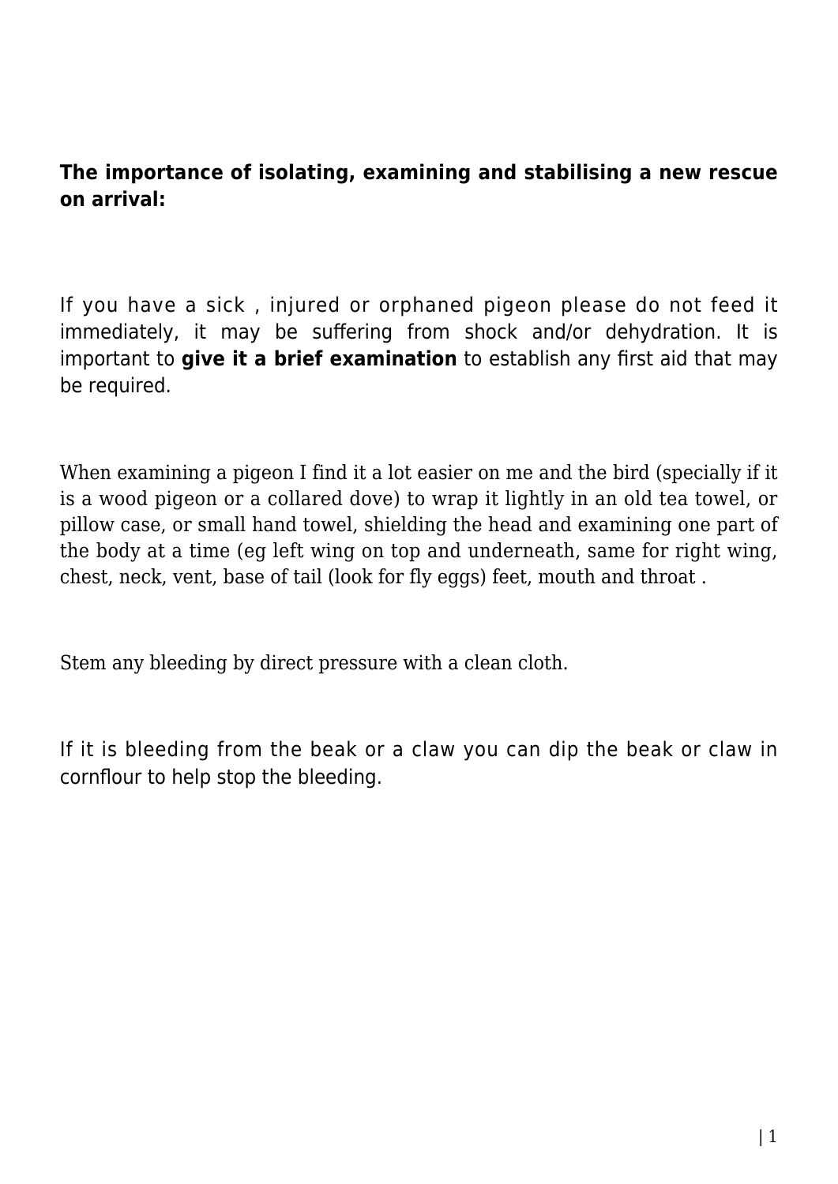**The importance of isolating, examining and stabilising a new rescue on arrival:**

If you have a sick , injured or orphaned pigeon please do not feed it immediately, it may be suffering from shock and/or dehydration. It is important to **give it a brief examination** to establish any first aid that may be required.

When examining a pigeon I find it a lot easier on me and the bird (specially if it is a wood pigeon or a collared dove) to wrap it lightly in an old tea towel, or pillow case, or small hand towel, shielding the head and examining one part of the body at a time (eg left wing on top and underneath, same for right wing, chest, neck, vent, base of tail (look for fly eggs) feet, mouth and throat .

Stem any bleeding by direct pressure with a clean cloth.

If it is bleeding from the beak or a claw you can dip the beak or claw in cornflour to help stop the bleeding.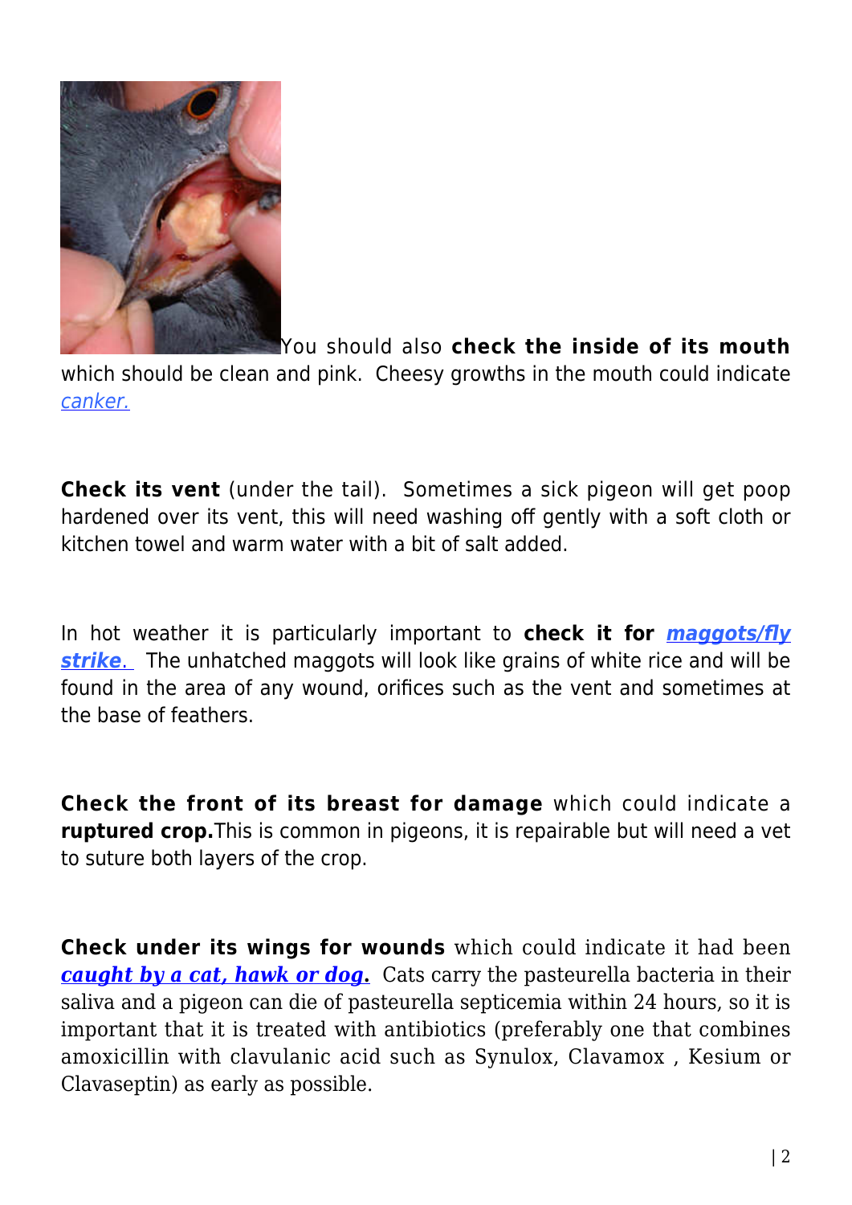You should also **check the inside of its mouth** which should be clean and pink. Cheesy growths in the mouth could indicate *canker.*

**Check its vent** (under the tail). Sometimes a sick pigeon will get poop hardened over its vent, this will need washing off gently with a soft cloth or kitchen towel and warm water with a bit of salt added.

In hot weather it is particularly important to **check it for *maggots/fly strike*.** The unhatched maggots will look like grains of white rice and will be found in the area of any wound, orifices such as the vent and sometimes at the base of feathers.

**Check the front of its breast for damage** which could indicate a **ruptured crop.** This is common in pigeons, it is repairable but will need a vet to suture both layers of the crop.

**Check under its wings for wounds** which could indicate it had been ***caught by a cat, hawk or dog*.** Cats carry the pasteurella bacteria in their saliva and a pigeon can die of pasteurella septicemia within 24 hours, so it is important that it is treated with antibiotics (preferably one that combines amoxicillin with clavulanic acid such as Synulox, Clavamox , Kesium or Clavaseptin) as early as possible.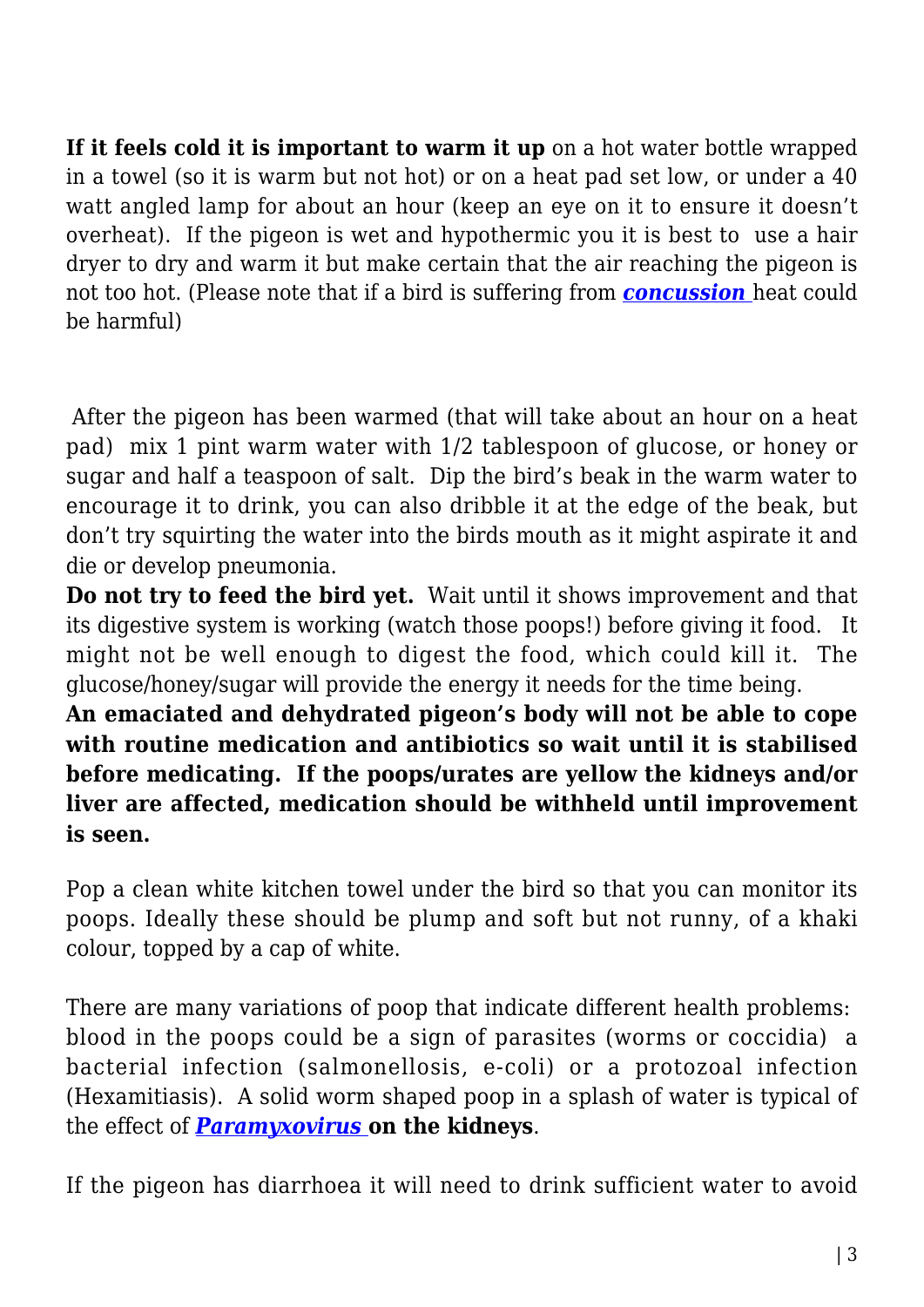**If it feels cold it is important to warm it up** on a hot water bottle wrapped in a towel (so it is warm but not hot) or on a heat pad set low, or under a 40 watt angled lamp for about an hour (keep an eye on it to ensure it doesn't overheat). If the pigeon is wet and hypothermic you it is best to use a hair dryer to dry and warm it but make certain that the air reaching the pigeon is not too hot. (Please note that if a bird is suffering from ***concussion*** heat could be harmful)

After the pigeon has been warmed (that will take about an hour on a heat pad) mix 1 pint warm water with 1/2 tablespoon of glucose, or honey or sugar and half a teaspoon of salt. Dip the bird's beak in the warm water to encourage it to drink, you can also dribble it at the edge of the beak, but don't try squirting the water into the birds mouth as it might aspirate it and die or develop pneumonia.

**Do not try to feed the bird yet.** Wait until it shows improvement and that its digestive system is working (watch those poops!) before giving it food. It might not be well enough to digest the food, which could kill it. The glucose/honey/sugar will provide the energy it needs for the time being.

**An emaciated and dehydrated pigeon's body will not be able to cope with routine medication and antibiotics so wait until it is stabilised before medicating. If the poops/urates are yellow the kidneys and/or liver are affected, medication should be withheld until improvement is seen.**

Pop a clean white kitchen towel under the bird so that you can monitor its poops. Ideally these should be plump and soft but not runny, of a khaki colour, topped by a cap of white.

There are many variations of poop that indicate different health problems: blood in the poops could be a sign of parasites (worms or coccidia) a bacterial infection (salmonellosis, e-coli) or a protozoal infection (Hexamitiasis). A solid worm shaped poop in a splash of water is typical of the effect of ***Paramyxovirus*** **on the kidneys**.

If the pigeon has diarrhoea it will need to drink sufficient water to avoid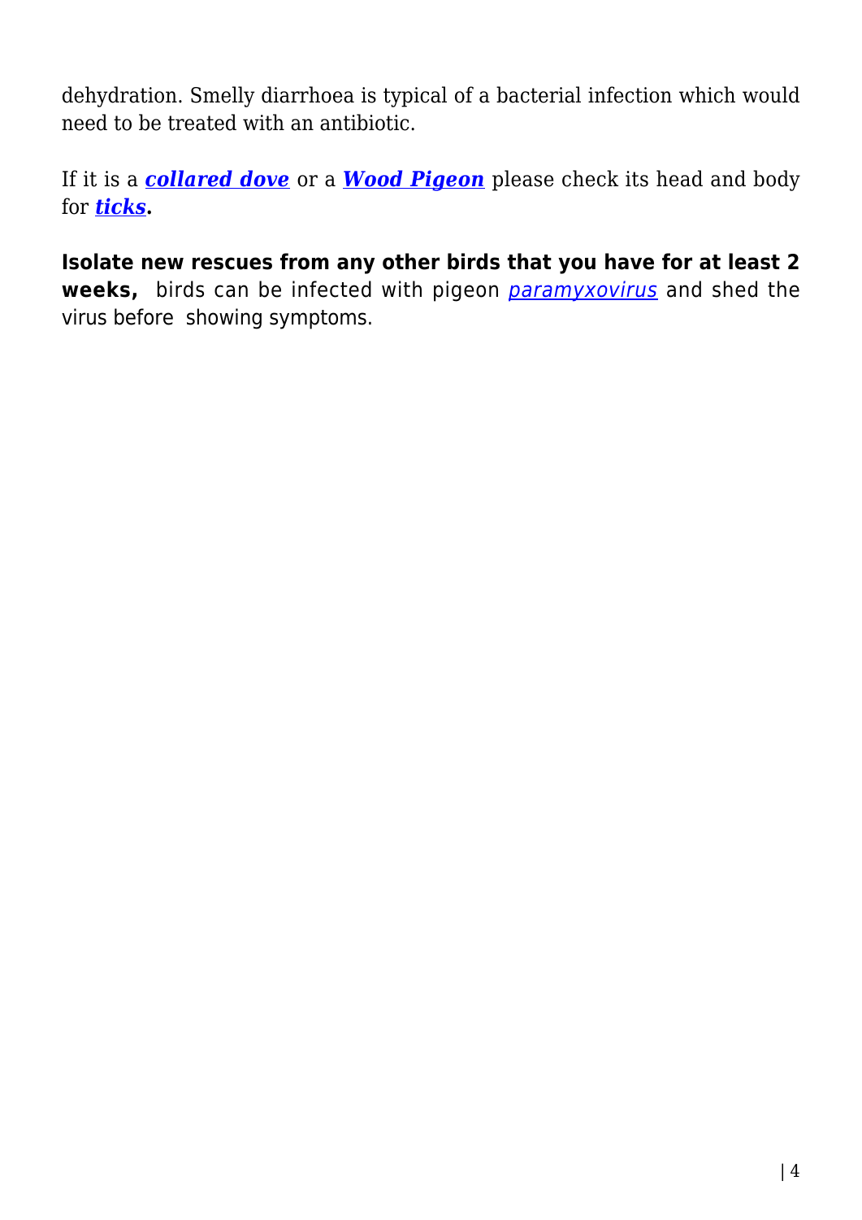dehydration. Smelly diarrhoea is typical of a bacterial infection which would need to be treated with an antibiotic.

If it is a ***collared dove*** or a ***Wood Pigeon*** please check its head and body for ***ticks*.**

**Isolate new rescues from any other birds that you have for at least 2 weeks,** birds can be infected with pigeon *paramyxovirus* and shed the virus before showing symptoms.